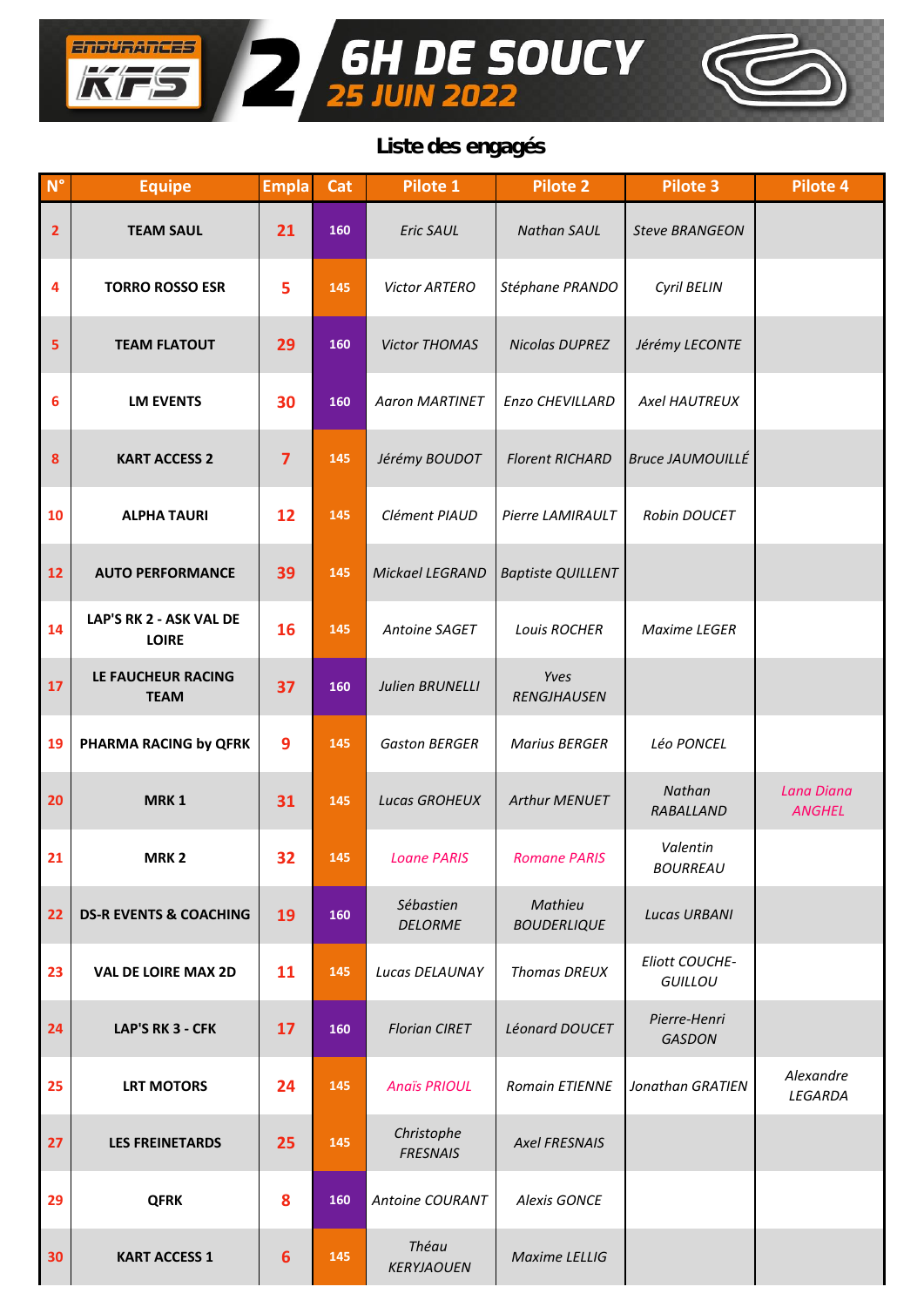# ENDURANCES KFS 2 — 6H DE SOUCY

## 25 JUIN 2022

### Liste des engagés

| N° | Equipe | Empla | Cat | Pilote 1 | Pilote 2 | Pilote 3 | Pilote 4 |
|---|---|---|---|---|---|---|---|
| 2 | TEAM SAUL | 21 | 160 | *Eric SAUL* | *Nathan SAUL* | *Steve BRANGEON* | |
| 4 | TORRO ROSSO ESR | 5 | 145 | *Victor ARTERO* | *Stéphane PRANDO* | *Cyril BELIN* | |
| 5 | TEAM FLATOUT | 29 | 160 | *Victor THOMAS* | *Nicolas DUPREZ* | *Jérémy LECONTE* | |
| 6 | LM EVENTS | 30 | 160 | *Aaron MARTINET* | *Enzo CHEVILLARD* | *Axel HAUTREUX* | |
| 8 | KART ACCESS 2 | 7 | 145 | *Jérémy BOUDOT* | *Florent RICHARD* | *Bruce JAUMOUILLÉ* | |
| 10 | ALPHA TAURI | 12 | 145 | *Clément PIAUD* | *Pierre LAMIRAULT* | *Robin DOUCET* | |
| 12 | AUTO PERFORMANCE | 39 | 145 | *Mickael LEGRAND* | *Baptiste QUILLENT* | | |
| 14 | LAP'S RK 2 - ASK VAL DE LOIRE | 16 | 145 | *Antoine SAGET* | *Louis ROCHER* | *Maxime LEGER* | |
| 17 | LE FAUCHEUR RACING TEAM | 37 | 160 | *Julien BRUNELLI* | *Yves RENGJHAUSEN* | | |
| 19 | PHARMA RACING by QFRK | 9 | 145 | *Gaston BERGER* | *Marius BERGER* | *Léo PONCEL* | |
| 20 | MRK 1 | 31 | 145 | *Lucas GROHEUX* | *Arthur MENUET* | *Nathan RABALLAND* | *Lana Diana ANGHEL* |
| 21 | MRK 2 | 32 | 145 | *Loane PARIS* | *Romane PARIS* | *Valentin BOURREAU* | |
| 22 | DS-R EVENTS & COACHING | 19 | 160 | *Sébastien DELORME* | *Mathieu BOUDERLIQUE* | *Lucas URBANI* | |
| 23 | VAL DE LOIRE MAX 2D | 11 | 145 | *Lucas DELAUNAY* | *Thomas DREUX* | *Eliott COUCHE-GUILLOU* | |
| 24 | LAP'S RK 3 - CFK | 17 | 160 | *Florian CIRET* | *Léonard DOUCET* | *Pierre-Henri GASDON* | |
| 25 | LRT MOTORS | 24 | 145 | *Anaïs PRIOUL* | *Romain ETIENNE* | *Jonathan GRATIEN* | *Alexandre LEGARDA* |
| 27 | LES FREINETARDS | 25 | 145 | *Christophe FRESNAIS* | *Axel FRESNAIS* | | |
| 29 | QFRK | 8 | 160 | *Antoine COURANT* | *Alexis GONCE* | | |
| 30 | KART ACCESS 1 | 6 | 145 | *Théau KERYJAOUEN* | *Maxime LELLIG* | | |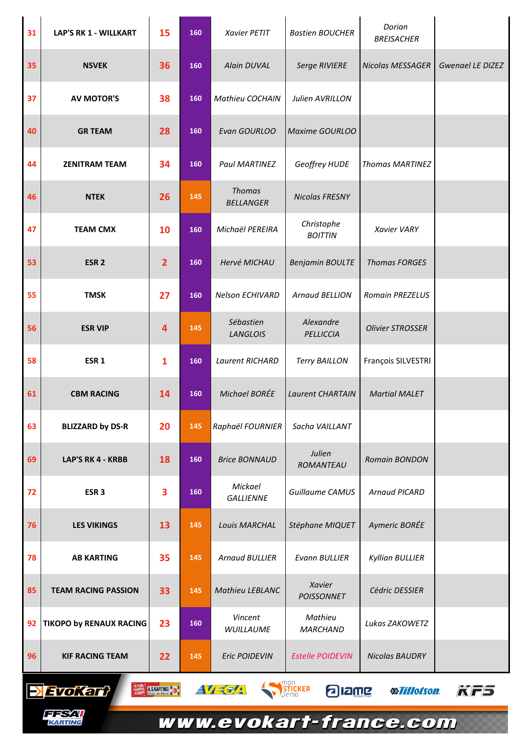| | | | | | | | |
|---|---|---|---|---|---|---|---|
| 31 | **LAP'S RK 1 - WILLKART** | 15 | 160 | *Xavier PETIT* | *Bastien BOUCHER* | *Dorian BREISACHER* | |
| 35 | **NSVEK** | 36 | 160 | *Alain DUVAL* | *Serge RIVIERE* | *Nicolas MESSAGER* | *Gwenael LE DIZEZ* |
| 37 | **AV MOTOR'S** | 38 | 160 | *Mathieu COCHAIN* | *Julien AVRILLON* | | |
| 40 | **GR TEAM** | 28 | 160 | *Evan GOURLOO* | *Maxime GOURLOO* | | |
| 44 | **ZENITRAM TEAM** | 34 | 160 | *Paul MARTINEZ* | *Geoffrey HUDE* | *Thomas MARTINEZ* | |
| 46 | **NTEK** | 26 | 145 | *Thomas BELLANGER* | *Nicolas FRESNY* | | |
| 47 | **TEAM CMX** | 10 | 160 | *Michaël PEREIRA* | *Christophe BOITTIN* | *Xavier VARY* | |
| 53 | **ESR 2** | 2 | 160 | *Hervé MICHAU* | *Benjamin BOULTE* | *Thomas FORGES* | |
| 55 | **TMSK** | 27 | 160 | *Nelson ECHIVARD* | *Arnaud BELLION* | *Romain PREZELUS* | |
| 56 | **ESR VIP** | 4 | 145 | *Sébastien LANGLOIS* | *Alexandre PELLICCIA* | *Olivier STROSSER* | |
| 58 | **ESR 1** | 1 | 160 | *Laurent RICHARD* | *Terry BAILLON* | François SILVESTRI | |
| 61 | **CBM RACING** | 14 | 160 | *Michael BORÉE* | *Laurent CHARTAIN* | *Martial MALET* | |
| 63 | **BLIZZARD by DS-R** | 20 | 145 | *Raphaël FOURNIER* | *Sacha VAILLANT* | | |
| 69 | **LAP'S RK 4 - KRBB** | 18 | 160 | *Brice BONNAUD* | *Julien ROMANTEAU* | *Romain BONDON* | |
| 72 | **ESR 3** | 3 | 160 | *Mickael GALLIENNE* | *Guillaume CAMUS* | *Arnaud PICARD* | |
| 76 | **LES VIKINGS** | 13 | 145 | *Louis MARCHAL* | *Stéphane MIQUET* | *Aymeric BORÉE* | |
| 78 | **AB KARTING** | 35 | 145 | *Arnaud BULLIER* | *Evann BULLIER* | *Kyllian BULLIER* | |
| 85 | **TEAM RACING PASSION** | 33 | 145 | *Mathieu LEBLANC* | *Xavier POISSONNET* | *Cédric DESSIER* | |
| 92 | **TIKOPO by RENAUX RACING** | 23 | 160 | *Vincent WUILLAUME* | *Mathieu MARCHAND* | *Lukas ZAKOWETZ* | |
| 96 | **KIF RACING TEAM** | 22 | 145 | *Eric POIDEVIN* | *Estelle POIDEVIN* | *Nicolas BAUDRY* | |

www.evokart-france.com